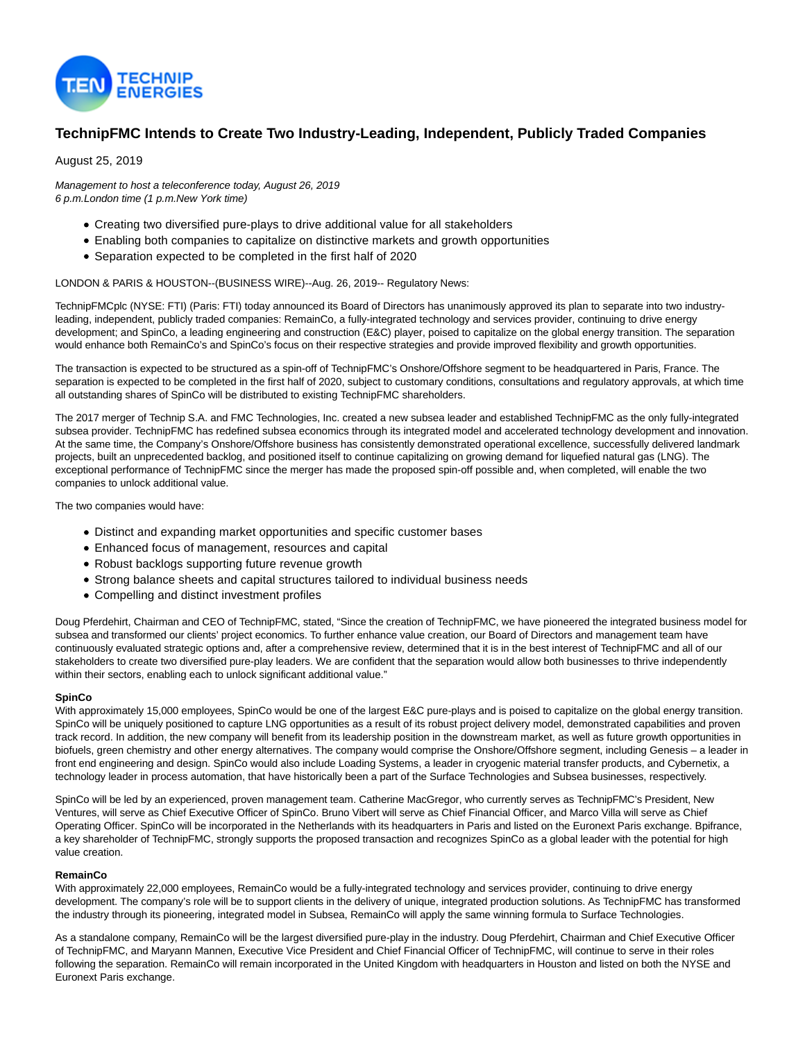# TechnipFMC Intends to Create Two Industry-Leading, Independent, Publicly Traded Companies

August 25, 2019

*Management to host a teleconference today, August 26, 2019*
*6 p.m.London time (1 p.m.New York time)*

- Creating two diversified pure-plays to drive additional value for all stakeholders
- Enabling both companies to capitalize on distinctive markets and growth opportunities
- Separation expected to be completed in the first half of 2020

LONDON & PARIS & HOUSTON--(BUSINESS WIRE)--Aug. 26, 2019-- Regulatory News:

TechnipFMCplc (NYSE: FTI) (Paris: FTI) today announced its Board of Directors has unanimously approved its plan to separate into two industry-leading, independent, publicly traded companies: RemainCo, a fully-integrated technology and services provider, continuing to drive energy development; and SpinCo, a leading engineering and construction (E&C) player, poised to capitalize on the global energy transition. The separation would enhance both RemainCo's and SpinCo's focus on their respective strategies and provide improved flexibility and growth opportunities.

The transaction is expected to be structured as a spin-off of TechnipFMC's Onshore/Offshore segment to be headquartered in Paris, France. The separation is expected to be completed in the first half of 2020, subject to customary conditions, consultations and regulatory approvals, at which time all outstanding shares of SpinCo will be distributed to existing TechnipFMC shareholders.

The 2017 merger of Technip S.A. and FMC Technologies, Inc. created a new subsea leader and established TechnipFMC as the only fully-integrated subsea provider. TechnipFMC has redefined subsea economics through its integrated model and accelerated technology development and innovation. At the same time, the Company's Onshore/Offshore business has consistently demonstrated operational excellence, successfully delivered landmark projects, built an unprecedented backlog, and positioned itself to continue capitalizing on growing demand for liquefied natural gas (LNG). The exceptional performance of TechnipFMC since the merger has made the proposed spin-off possible and, when completed, will enable the two companies to unlock additional value.

The two companies would have:

- Distinct and expanding market opportunities and specific customer bases
- Enhanced focus of management, resources and capital
- Robust backlogs supporting future revenue growth
- Strong balance sheets and capital structures tailored to individual business needs
- Compelling and distinct investment profiles

Doug Pferdehirt, Chairman and CEO of TechnipFMC, stated, "Since the creation of TechnipFMC, we have pioneered the integrated business model for subsea and transformed our clients' project economics. To further enhance value creation, our Board of Directors and management team have continuously evaluated strategic options and, after a comprehensive review, determined that it is in the best interest of TechnipFMC and all of our stakeholders to create two diversified pure-play leaders. We are confident that the separation would allow both businesses to thrive independently within their sectors, enabling each to unlock significant additional value."

**SpinCo**
With approximately 15,000 employees, SpinCo would be one of the largest E&C pure-plays and is poised to capitalize on the global energy transition. SpinCo will be uniquely positioned to capture LNG opportunities as a result of its robust project delivery model, demonstrated capabilities and proven track record. In addition, the new company will benefit from its leadership position in the downstream market, as well as future growth opportunities in biofuels, green chemistry and other energy alternatives. The company would comprise the Onshore/Offshore segment, including Genesis – a leader in front end engineering and design. SpinCo would also include Loading Systems, a leader in cryogenic material transfer products, and Cybernetix, a technology leader in process automation, that have historically been a part of the Surface Technologies and Subsea businesses, respectively.

SpinCo will be led by an experienced, proven management team. Catherine MacGregor, who currently serves as TechnipFMC's President, New Ventures, will serve as Chief Executive Officer of SpinCo. Bruno Vibert will serve as Chief Financial Officer, and Marco Villa will serve as Chief Operating Officer. SpinCo will be incorporated in the Netherlands with its headquarters in Paris and listed on the Euronext Paris exchange. Bpifrance, a key shareholder of TechnipFMC, strongly supports the proposed transaction and recognizes SpinCo as a global leader with the potential for high value creation.

**RemainCo**
With approximately 22,000 employees, RemainCo would be a fully-integrated technology and services provider, continuing to drive energy development. The company's role will be to support clients in the delivery of unique, integrated production solutions. As TechnipFMC has transformed the industry through its pioneering, integrated model in Subsea, RemainCo will apply the same winning formula to Surface Technologies.

As a standalone company, RemainCo will be the largest diversified pure-play in the industry. Doug Pferdehirt, Chairman and Chief Executive Officer of TechnipFMC, and Maryann Mannen, Executive Vice President and Chief Financial Officer of TechnipFMC, will continue to serve in their roles following the separation. RemainCo will remain incorporated in the United Kingdom with headquarters in Houston and listed on both the NYSE and Euronext Paris exchange.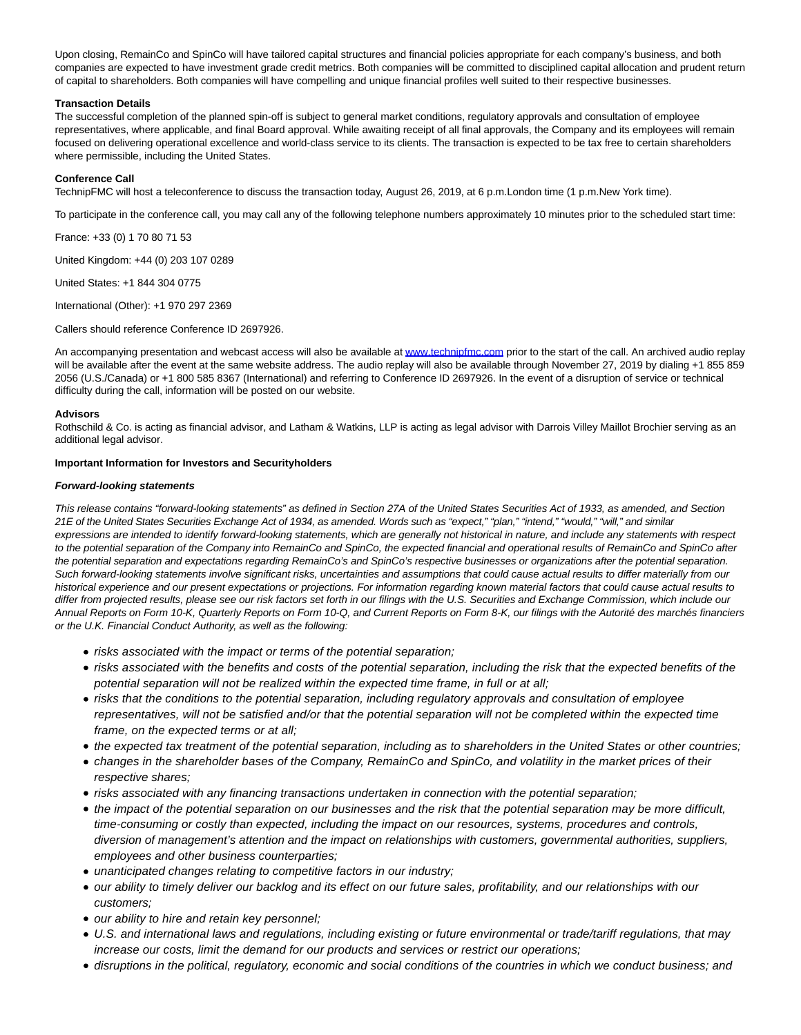Upon closing, RemainCo and SpinCo will have tailored capital structures and financial policies appropriate for each company's business, and both companies are expected to have investment grade credit metrics. Both companies will be committed to disciplined capital allocation and prudent return of capital to shareholders. Both companies will have compelling and unique financial profiles well suited to their respective businesses.

**Transaction Details**
The successful completion of the planned spin-off is subject to general market conditions, regulatory approvals and consultation of employee representatives, where applicable, and final Board approval. While awaiting receipt of all final approvals, the Company and its employees will remain focused on delivering operational excellence and world-class service to its clients. The transaction is expected to be tax free to certain shareholders where permissible, including the United States.

**Conference Call**
TechnipFMC will host a teleconference to discuss the transaction today, August 26, 2019, at 6 p.m.London time (1 p.m.New York time).

To participate in the conference call, you may call any of the following telephone numbers approximately 10 minutes prior to the scheduled start time:

France: +33 (0) 1 70 80 71 53

United Kingdom: +44 (0) 203 107 0289

United States: +1 844 304 0775

International (Other): +1 970 297 2369

Callers should reference Conference ID 2697926.

An accompanying presentation and webcast access will also be available at www.technipfmc.com prior to the start of the call. An archived audio replay will be available after the event at the same website address. The audio replay will also be available through November 27, 2019 by dialing +1 855 859 2056 (U.S./Canada) or +1 800 585 8367 (International) and referring to Conference ID 2697926. In the event of a disruption of service or technical difficulty during the call, information will be posted on our website.

**Advisors**
Rothschild & Co. is acting as financial advisor, and Latham & Watkins, LLP is acting as legal advisor with Darrois Villey Maillot Brochier serving as an additional legal advisor.

**Important Information for Investors and Securityholders**

***Forward-looking statements***

*This release contains "forward-looking statements" as defined in Section 27A of the United States Securities Act of 1933, as amended, and Section 21E of the United States Securities Exchange Act of 1934, as amended. Words such as "expect," "plan," "intend," "would," "will," and similar expressions are intended to identify forward-looking statements, which are generally not historical in nature, and include any statements with respect to the potential separation of the Company into RemainCo and SpinCo, the expected financial and operational results of RemainCo and SpinCo after the potential separation and expectations regarding RemainCo's and SpinCo's respective businesses or organizations after the potential separation. Such forward-looking statements involve significant risks, uncertainties and assumptions that could cause actual results to differ materially from our historical experience and our present expectations or projections. For information regarding known material factors that could cause actual results to differ from projected results, please see our risk factors set forth in our filings with the U.S. Securities and Exchange Commission, which include our Annual Reports on Form 10-K, Quarterly Reports on Form 10-Q, and Current Reports on Form 8-K, our filings with the Autorité des marchés financiers or the U.K. Financial Conduct Authority, as well as the following:*

- *risks associated with the impact or terms of the potential separation;*
- *risks associated with the benefits and costs of the potential separation, including the risk that the expected benefits of the potential separation will not be realized within the expected time frame, in full or at all;*
- *risks that the conditions to the potential separation, including regulatory approvals and consultation of employee representatives, will not be satisfied and/or that the potential separation will not be completed within the expected time frame, on the expected terms or at all;*
- *the expected tax treatment of the potential separation, including as to shareholders in the United States or other countries;*
- *changes in the shareholder bases of the Company, RemainCo and SpinCo, and volatility in the market prices of their respective shares;*
- *risks associated with any financing transactions undertaken in connection with the potential separation;*
- *the impact of the potential separation on our businesses and the risk that the potential separation may be more difficult, time-consuming or costly than expected, including the impact on our resources, systems, procedures and controls, diversion of management's attention and the impact on relationships with customers, governmental authorities, suppliers, employees and other business counterparties;*
- *unanticipated changes relating to competitive factors in our industry;*
- *our ability to timely deliver our backlog and its effect on our future sales, profitability, and our relationships with our customers;*
- *our ability to hire and retain key personnel;*
- *U.S. and international laws and regulations, including existing or future environmental or trade/tariff regulations, that may increase our costs, limit the demand for our products and services or restrict our operations;*
- *disruptions in the political, regulatory, economic and social conditions of the countries in which we conduct business; and*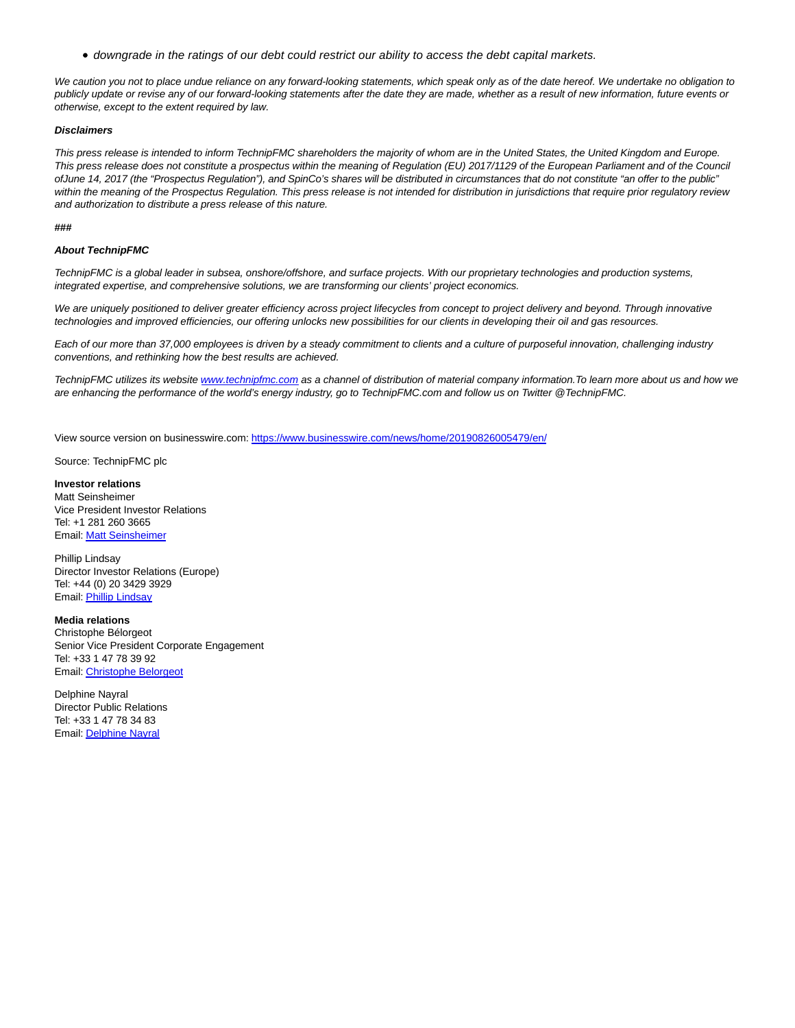- *downgrade in the ratings of our debt could restrict our ability to access the debt capital markets.*

*We caution you not to place undue reliance on any forward-looking statements, which speak only as of the date hereof. We undertake no obligation to publicly update or revise any of our forward-looking statements after the date they are made, whether as a result of new information, future events or otherwise, except to the extent required by law.*

***Disclaimers***

*This press release is intended to inform TechnipFMC shareholders the majority of whom are in the United States, the United Kingdom and Europe. This press release does not constitute a prospectus within the meaning of Regulation (EU) 2017/1129 of the European Parliament and of the Council ofJune 14, 2017 (the "Prospectus Regulation"), and SpinCo's shares will be distributed in circumstances that do not constitute "an offer to the public" within the meaning of the Prospectus Regulation. This press release is not intended for distribution in jurisdictions that require prior regulatory review and authorization to distribute a press release of this nature.*

***###***

***About TechnipFMC***

*TechnipFMC is a global leader in subsea, onshore/offshore, and surface projects. With our proprietary technologies and production systems, integrated expertise, and comprehensive solutions, we are transforming our clients' project economics.*

*We are uniquely positioned to deliver greater efficiency across project lifecycles from concept to project delivery and beyond. Through innovative technologies and improved efficiencies, our offering unlocks new possibilities for our clients in developing their oil and gas resources.*

*Each of our more than 37,000 employees is driven by a steady commitment to clients and a culture of purposeful innovation, challenging industry conventions, and rethinking how the best results are achieved.*

*TechnipFMC utilizes its website [www.technipfmc.com](http://www.technipfmc.com) as a channel of distribution of material company information.To learn more about us and how we are enhancing the performance of the world's energy industry, go to TechnipFMC.com and follow us on Twitter @TechnipFMC.*

View source version on businesswire.com: https://www.businesswire.com/news/home/20190826005479/en/

Source: TechnipFMC plc

**Investor relations**
Matt Seinsheimer
Vice President Investor Relations
Tel: +1 281 260 3665
Email: Matt Seinsheimer

Phillip Lindsay
Director Investor Relations (Europe)
Tel: +44 (0) 20 3429 3929
Email: Phillip Lindsay

**Media relations**
Christophe Bélorgeot
Senior Vice President Corporate Engagement
Tel: +33 1 47 78 39 92
Email: Christophe Belorgeot

Delphine Nayral
Director Public Relations
Tel: +33 1 47 78 34 83
Email: Delphine Nayral